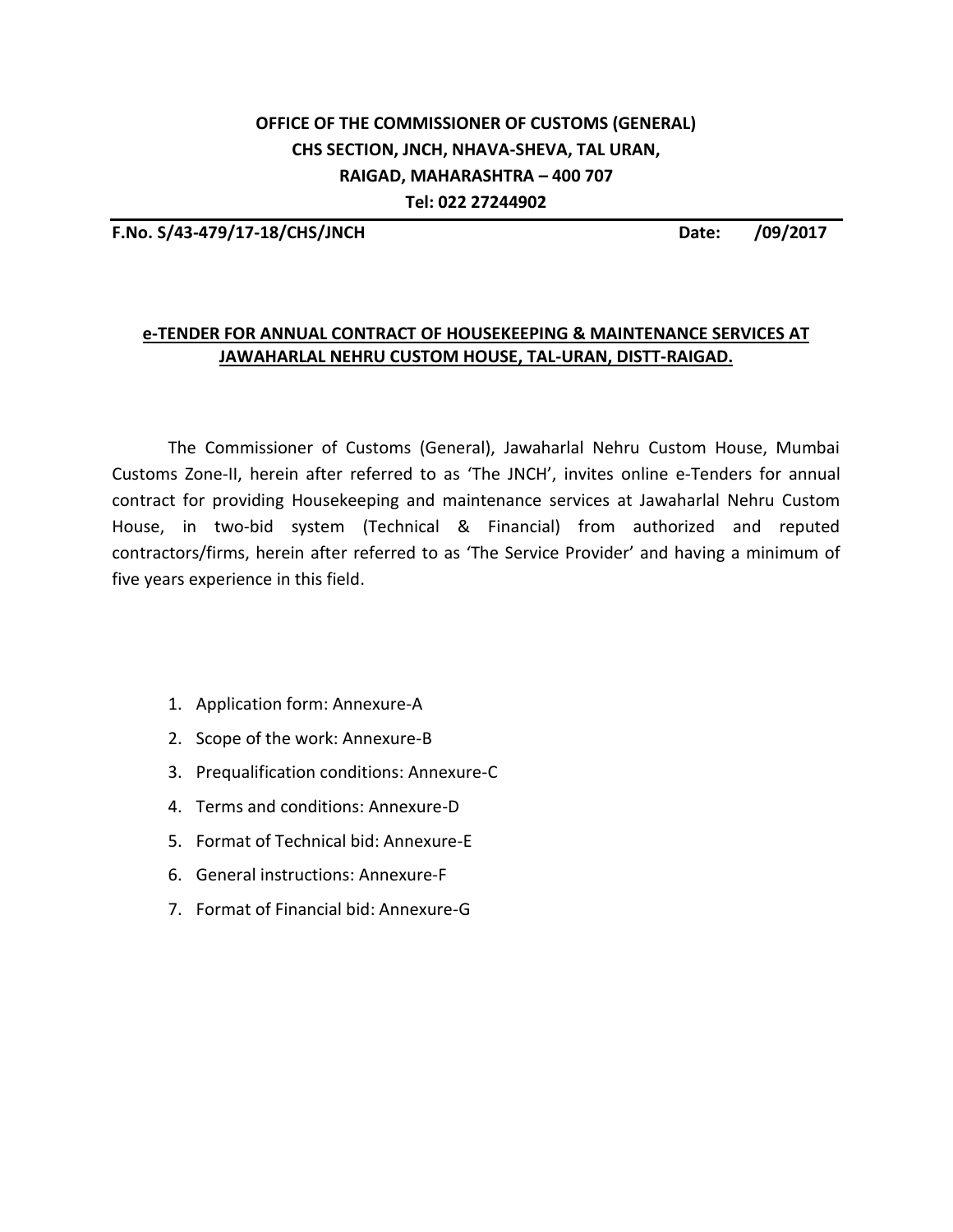**OFFICE OF THE COMMISSIONER OF CUSTOMS (GENERAL)**
**CHS SECTION, JNCH, NHAVA-SHEVA, TAL URAN,**
**RAIGAD, MAHARASHTRA – 400 707**
**Tel: 022 27244902**

**F.No. S/43-479/17-18/CHS/JNCH** **Date: /09/2017**

**e-TENDER FOR ANNUAL CONTRACT OF HOUSEKEEPING & MAINTENANCE SERVICES AT JAWAHARLAL NEHRU CUSTOM HOUSE, TAL-URAN, DISTT-RAIGAD.**

The Commissioner of Customs (General), Jawaharlal Nehru Custom House, Mumbai Customs Zone-II, herein after referred to as 'The JNCH', invites online e-Tenders for annual contract for providing Housekeeping and maintenance services at Jawaharlal Nehru Custom House, in two-bid system (Technical & Financial) from authorized and reputed contractors/firms, herein after referred to as 'The Service Provider' and having a minimum of five years experience in this field.

1. Application form: Annexure-A
2. Scope of the work: Annexure-B
3. Prequalification conditions: Annexure-C
4. Terms and conditions: Annexure-D
5. Format of Technical bid: Annexure-E
6. General instructions: Annexure-F
7. Format of Financial bid: Annexure-G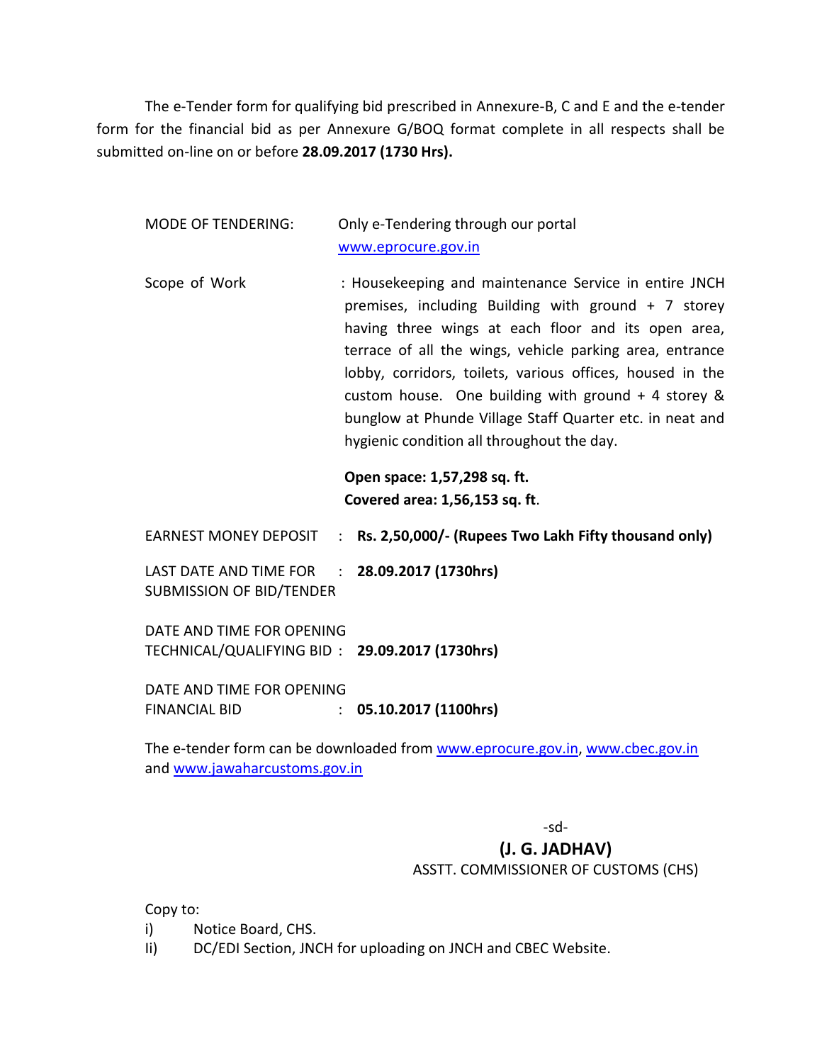The e-Tender form for qualifying bid prescribed in Annexure-B, C and E and the e-tender form for the financial bid as per Annexure G/BOQ format complete in all respects shall be submitted on-line on or before **28.09.2017 (1730 Hrs).**

| | |
|---|---|
| MODE OF TENDERING: | Only e-Tendering through our portal www.eprocure.gov.in |
| Scope of Work | : Housekeeping and maintenance Service in entire JNCH premises, including Building with ground + 7 storey having three wings at each floor and its open area, terrace of all the wings, vehicle parking area, entrance lobby, corridors, toilets, various offices, housed in the custom house. One building with ground + 4 storey & bunglow at Phunde Village Staff Quarter etc. in neat and hygienic condition all throughout the day.<br><br>**Open space: 1,57,298 sq. ft.**<br>**Covered area: 1,56,153 sq. ft**. |
| EARNEST MONEY DEPOSIT | : **Rs. 2,50,000/- (Rupees Two Lakh Fifty thousand only)** |
| LAST DATE AND TIME FOR SUBMISSION OF BID/TENDER | : **28.09.2017 (1730hrs)** |
| DATE AND TIME FOR OPENING TECHNICAL/QUALIFYING BID | : **29.09.2017 (1730hrs)** |
| DATE AND TIME FOR OPENING FINANCIAL BID | : **05.10.2017 (1100hrs)** |

The e-tender form can be downloaded from www.eprocure.gov.in, www.cbec.gov.in and www.jawaharcustoms.gov.in

-sd-

**(J. G. JADHAV)**

ASSTT. COMMISSIONER OF CUSTOMS (CHS)

Copy to:

i) Notice Board, CHS.

Ii) DC/EDI Section, JNCH for uploading on JNCH and CBEC Website.